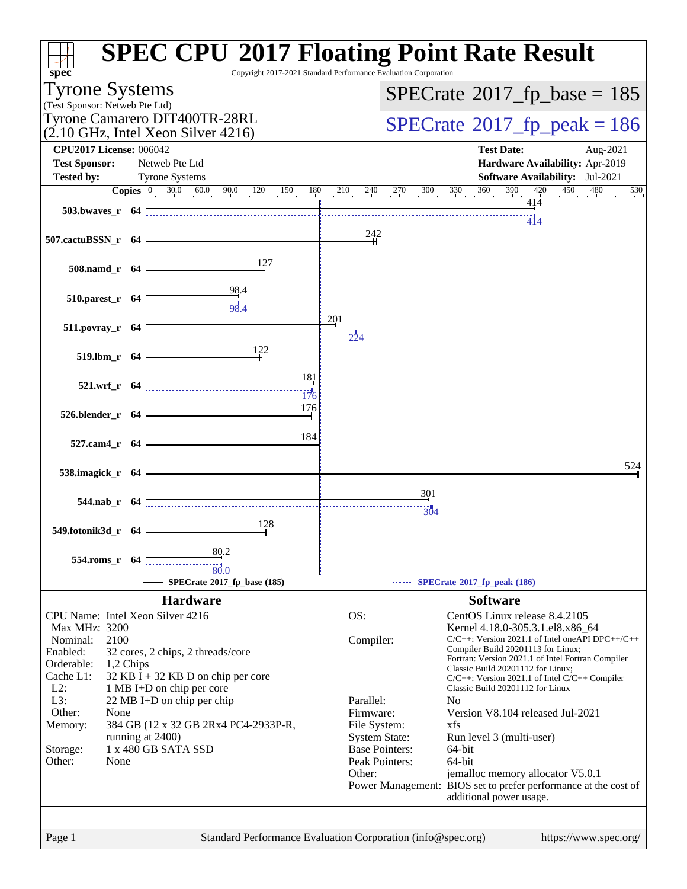# SPEC CPU 2017 Floating Point Rate Result

Copyright 2017-2021 Standard Performance Evaluation Corporation

**Tyrone Systems**
(Test Sponsor: Netweb Pte Ltd)
Tyrone Camarero DIT400TR-28RL
(2.10 GHz, Intel Xeon Silver 4216)

SPECrate 2017_fp_base = 185
SPECrate 2017_fp_peak = 186

| | | | |
|---|---|---|---|
| **CPU2017 License:** | 006042 | **Test Date:** | Aug-2021 |
| **Test Sponsor:** | Netweb Pte Ltd | **Hardware Availability:** | Apr-2019 |
| **Tested by:** | Tyrone Systems | **Software Availability:** | Jul-2021 |

| Benchmark | Copies | Base | Peak |
|---|---|---|---|
| 503.bwaves_r | 64 | 414 | 414 |
| 507.cactuBSSN_r | 64 | 242 | |
| 508.namd_r | 64 | 127 | |
| 510.parest_r | 64 | 98.4 | 98.4 |
| 511.povray_r | 64 | 201 | 224 |
| 519.lbm_r | 64 | 122 | |
| 521.wrf_r | 64 | 181 | 176 |
| 526.blender_r | 64 | 176 | |
| 527.cam4_r | 64 | 184 | |
| 538.imagick_r | 64 | 524 | |
| 544.nab_r | 64 | 301 | 304 |
| 549.fotonik3d_r | 64 | 128 | |
| 554.roms_r | 64 | 80.2 | 80.0 |

SPECrate 2017_fp_base (185) ------ SPECrate 2017_fp_peak (186)

## Hardware

| | |
|---|---|
| CPU Name: | Intel Xeon Silver 4216 |
| Max MHz: | 3200 |
| Nominal: | 2100 |
| Enabled: | 32 cores, 2 chips, 2 threads/core |
| Orderable: | 1,2 Chips |
| Cache L1: | 32 KB I + 32 KB D on chip per core |
| L2: | 1 MB I+D on chip per core |
| L3: | 22 MB I+D on chip per chip |
| Other: | None |
| Memory: | 384 GB (12 x 32 GB 2Rx4 PC4-2933P-R, running at 2400) |
| Storage: | 1 x 480 GB SATA SSD |
| Other: | None |

## Software

| | |
|---|---|
| OS: | CentOS Linux release 8.4.2105 Kernel 4.18.0-305.3.1.el8.x86_64 |
| Compiler: | C/C++: Version 2021.1 of Intel oneAPI DPC++/C++ Compiler Build 20201113 for Linux; Fortran: Version 2021.1 of Intel Fortran Compiler Classic Build 20201112 for Linux; C/C++: Version 2021.1 of Intel C/C++ Compiler Classic Build 20201112 for Linux |
| Parallel: | No |
| Firmware: | Version V8.104 released Jul-2021 |
| File System: | xfs |
| System State: | Run level 3 (multi-user) |
| Base Pointers: | 64-bit |
| Peak Pointers: | 64-bit |
| Other: | jemalloc memory allocator V5.0.1 |
| Power Management: | BIOS set to prefer performance at the cost of additional power usage. |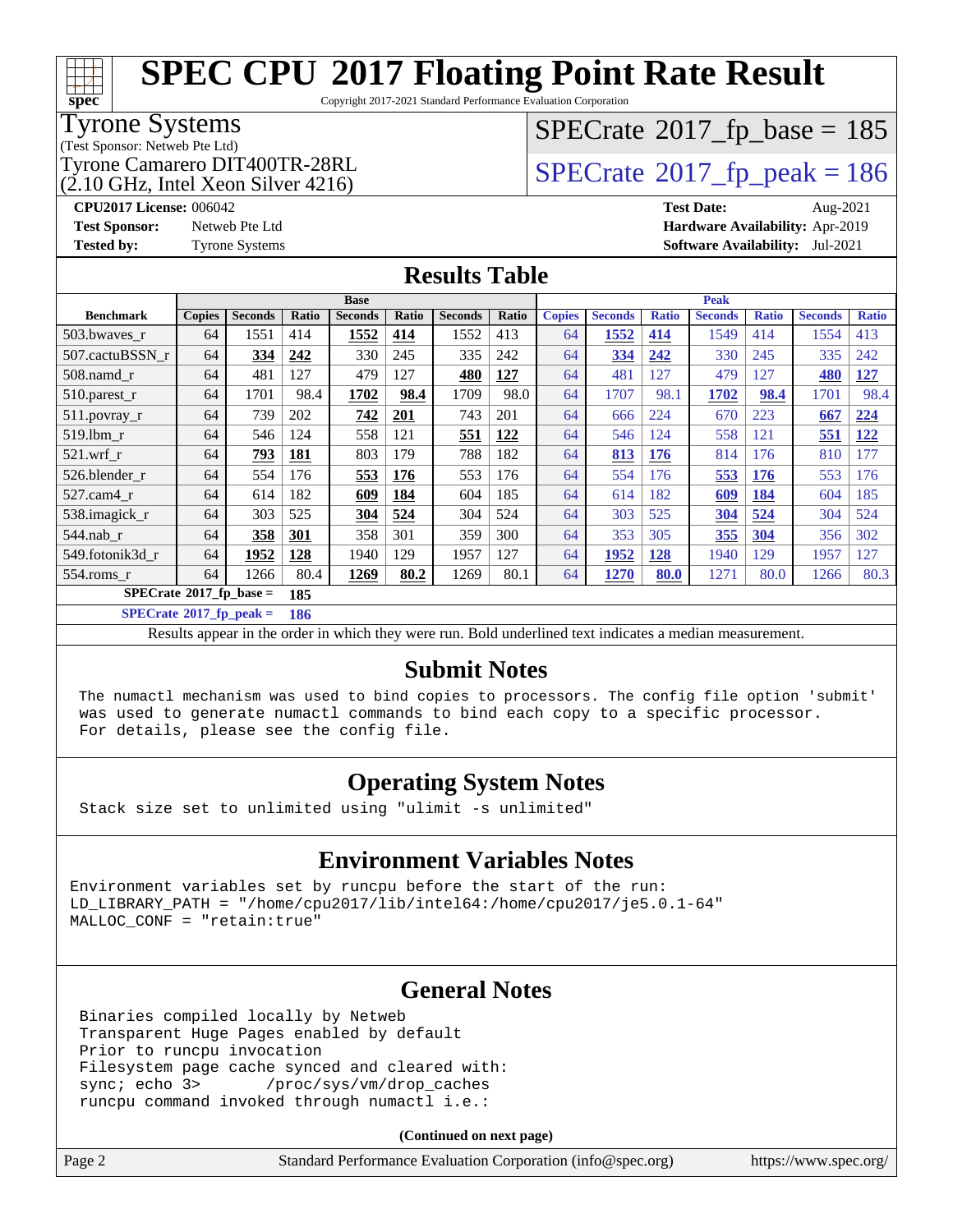# SPEC CPU 2017 Floating Point Rate Result

Copyright 2017-2021 Standard Performance Evaluation Corporation

**Tyrone Systems**
(Test Sponsor: Netweb Pte Ltd)
Tyrone Camarero DIT400TR-28RL
(2.10 GHz, Intel Xeon Silver 4216)

SPECrate 2017_fp_base = 185
SPECrate 2017_fp_peak = 186

**CPU2017 License:** 006042
**Test Sponsor:** Netweb Pte Ltd
**Tested by:** Tyrone Systems

**Test Date:** Aug-2021
**Hardware Availability:** Apr-2019
**Software Availability:** Jul-2021

## Results Table

| Benchmark | Base | | | | | | | Peak | | | | | | |
|---|---|---|---|---|---|---|---|---|---|---|---|---|---|---|
| | Copies | Seconds | Ratio | Seconds | Ratio | Seconds | Ratio | Copies | Seconds | Ratio | Seconds | Ratio | Seconds | Ratio |
| 503.bwaves_r | 64 | 1551 | 414 | **1552** | **414** | 1552 | 413 | 64 | **1552** | **414** | 1549 | 414 | 1554 | 413 |
| 507.cactuBSSN_r | 64 | **334** | **242** | 330 | 245 | 335 | 242 | 64 | **334** | **242** | 330 | 245 | 335 | 242 |
| 508.namd_r | 64 | 481 | 127 | 479 | 127 | **480** | **127** | 64 | 481 | 127 | 479 | 127 | **480** | **127** |
| 510.parest_r | 64 | 1701 | 98.4 | **1702** | **98.4** | 1709 | 98.0 | 64 | 1707 | 98.1 | **1702** | **98.4** | 1701 | 98.4 |
| 511.povray_r | 64 | 739 | 202 | **742** | **201** | 743 | 201 | 64 | 666 | 224 | 670 | 223 | **667** | **224** |
| 519.lbm_r | 64 | 546 | 124 | 558 | 121 | **551** | **122** | 64 | 546 | 124 | 558 | 121 | **551** | **122** |
| 521.wrf_r | 64 | **793** | **181** | 803 | 179 | 788 | 182 | 64 | **813** | **176** | 814 | 176 | 810 | 177 |
| 526.blender_r | 64 | 554 | 176 | **553** | **176** | 553 | 176 | 64 | 554 | 176 | **553** | **176** | 553 | 176 |
| 527.cam4_r | 64 | 614 | 182 | **609** | **184** | 604 | 185 | 64 | 614 | 182 | **609** | **184** | 604 | 185 |
| 538.imagick_r | 64 | 303 | 525 | **304** | **524** | 304 | 524 | 64 | 303 | 525 | **304** | **524** | 304 | 524 |
| 544.nab_r | 64 | **358** | **301** | 358 | 301 | 359 | 300 | 64 | 353 | 305 | **355** | **304** | 356 | 302 |
| 549.fotonik3d_r | 64 | **1952** | **128** | 1940 | 129 | 1957 | 127 | 64 | **1952** | **128** | 1940 | 129 | 1957 | 127 |
| 554.roms_r | 64 | 1266 | 80.4 | **1269** | **80.2** | 1269 | 80.1 | 64 | **1270** | **80.0** | 1271 | 80.0 | 1266 | 80.3 |

**SPECrate 2017_fp_base = 185**

**SPECrate 2017_fp_peak = 186**

Results appear in the order in which they were run. Bold underlined text indicates a median measurement.

## Submit Notes

```
The numactl mechanism was used to bind copies to processors. The config file option 'submit'
was used to generate numactl commands to bind each copy to a specific processor.
For details, please see the config file.
```

## Operating System Notes

```
Stack size set to unlimited using "ulimit -s unlimited"
```

## Environment Variables Notes

```
Environment variables set by runcpu before the start of the run:
LD_LIBRARY_PATH = "/home/cpu2017/lib/intel64:/home/cpu2017/je5.0.1-64"
MALLOC_CONF = "retain:true"
```

## General Notes

```
Binaries compiled locally by Netweb
Transparent Huge Pages enabled by default
Prior to runcpu invocation
Filesystem page cache synced and cleared with:
sync; echo 3>       /proc/sys/vm/drop_caches
runcpu command invoked through numactl i.e.:
```

**(Continued on next page)**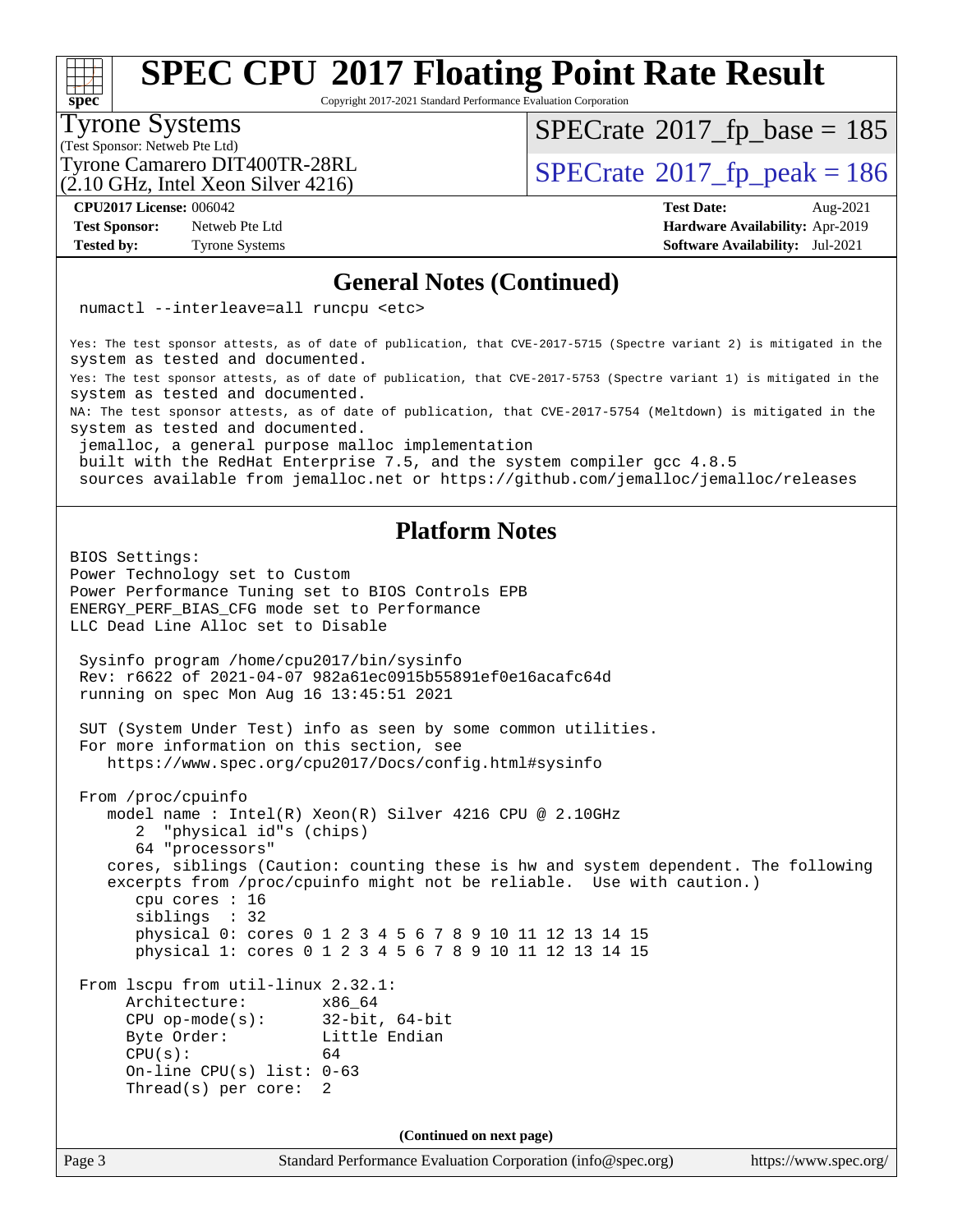# SPEC CPU 2017 Floating Point Rate Result

Copyright 2017-2021 Standard Performance Evaluation Corporation

**Tyrone Systems**
(Test Sponsor: Netweb Pte Ltd)
Tyrone Camarero DIT400TR-28RL
(2.10 GHz, Intel Xeon Silver 4216)

SPECrate 2017_fp_base = 185
SPECrate 2017_fp_peak = 186

| | | | |
|---|---|---|---|
| **CPU2017 License:** | 006042 | **Test Date:** | Aug-2021 |
| **Test Sponsor:** | Netweb Pte Ltd | **Hardware Availability:** | Apr-2019 |
| **Tested by:** | Tyrone Systems | **Software Availability:** | Jul-2021 |

## General Notes (Continued)

```
 numactl --interleave=all runcpu <etc>

Yes: The test sponsor attests, as of date of publication, that CVE-2017-5715 (Spectre variant 2) is mitigated in the
system as tested and documented.
Yes: The test sponsor attests, as of date of publication, that CVE-2017-5753 (Spectre variant 1) is mitigated in the
system as tested and documented.
NA: The test sponsor attests, as of date of publication, that CVE-2017-5754 (Meltdown) is mitigated in the
system as tested and documented.
 jemalloc, a general purpose malloc implementation
 built with the RedHat Enterprise 7.5, and the system compiler gcc 4.8.5
 sources available from jemalloc.net or https://github.com/jemalloc/jemalloc/releases
```

## Platform Notes

```
BIOS Settings:
Power Technology set to Custom
Power Performance Tuning set to BIOS Controls EPB
ENERGY_PERF_BIAS_CFG mode set to Performance
LLC Dead Line Alloc set to Disable

 Sysinfo program /home/cpu2017/bin/sysinfo
 Rev: r6622 of 2021-04-07 982a61ec0915b55891ef0e16acafc64d
 running on spec Mon Aug 16 13:45:51 2021

 SUT (System Under Test) info as seen by some common utilities.
 For more information on this section, see
    https://www.spec.org/cpu2017/Docs/config.html#sysinfo

 From /proc/cpuinfo
    model name : Intel(R) Xeon(R) Silver 4216 CPU @ 2.10GHz
       2  "physical id"s (chips)
       64 "processors"
    cores, siblings (Caution: counting these is hw and system dependent. The following
    excerpts from /proc/cpuinfo might not be reliable.  Use with caution.)
       cpu cores : 16
       siblings  : 32
       physical 0: cores 0 1 2 3 4 5 6 7 8 9 10 11 12 13 14 15
       physical 1: cores 0 1 2 3 4 5 6 7 8 9 10 11 12 13 14 15

 From lscpu from util-linux 2.32.1:
      Architecture:        x86_64
      CPU op-mode(s):      32-bit, 64-bit
      Byte Order:          Little Endian
      CPU(s):              64
      On-line CPU(s) list: 0-63
      Thread(s) per core:  2
```

(Continued on next page)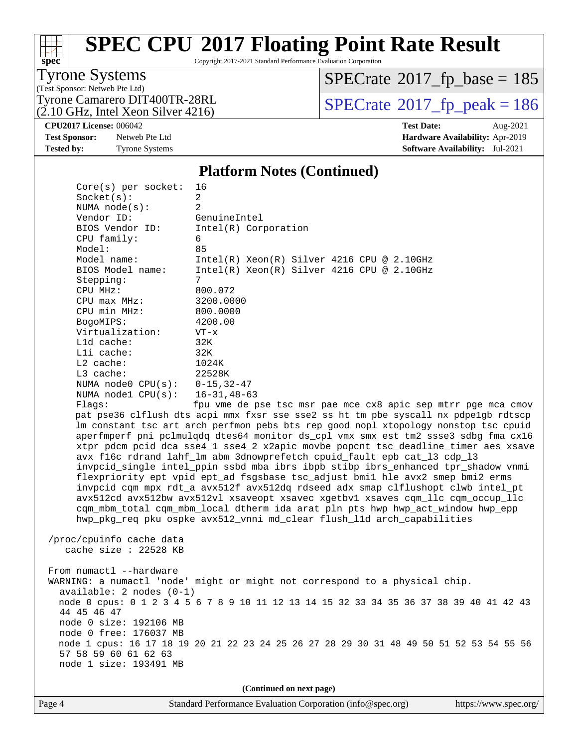# SPEC CPU 2017 Floating Point Rate Result

Copyright 2017-2021 Standard Performance Evaluation Corporation

**Tyrone Systems**
(Test Sponsor: Netweb Pte Ltd)
Tyrone Camarero DIT400TR-28RL
(2.10 GHz, Intel Xeon Silver 4216)

SPECrate 2017_fp_base = 185
SPECrate 2017_fp_peak = 186

**CPU2017 License:** 006042
**Test Sponsor:** Netweb Pte Ltd
**Tested by:** Tyrone Systems

**Test Date:** Aug-2021
**Hardware Availability:** Apr-2019
**Software Availability:** Jul-2021

## Platform Notes (Continued)

```
    Core(s) per socket:  16
    Socket(s):           2
    NUMA node(s):        2
    Vendor ID:           GenuineIntel
    BIOS Vendor ID:      Intel(R) Corporation
    CPU family:          6
    Model:               85
    Model name:          Intel(R) Xeon(R) Silver 4216 CPU @ 2.10GHz
    BIOS Model name:     Intel(R) Xeon(R) Silver 4216 CPU @ 2.10GHz
    Stepping:            7
    CPU MHz:             800.072
    CPU max MHz:         3200.0000
    CPU min MHz:         800.0000
    BogoMIPS:            4200.00
    Virtualization:      VT-x
    L1d cache:           32K
    L1i cache:           32K
    L2 cache:            1024K
    L3 cache:            22528K
    NUMA node0 CPU(s):   0-15,32-47
    NUMA node1 CPU(s):   16-31,48-63
    Flags:              fpu vme de pse tsc msr pae mce cx8 apic sep mtrr pge mca cmov
    pat pse36 clflush dts acpi mmx fxsr sse sse2 ss ht tm pbe syscall nx pdpe1gb rdtscp
    lm constant_tsc art arch_perfmon pebs bts rep_good nopl xtopology nonstop_tsc cpuid
    aperfmperf pni pclmulqdq dtes64 monitor ds_cpl vmx smx est tm2 ssse3 sdbg fma cx16
    xtpr pdcm pcid dca sse4_1 sse4_2 x2apic movbe popcnt tsc_deadline_timer aes xsave
    avx f16c rdrand lahf_lm abm 3dnowprefetch cpuid_fault epb cat_l3 cdp_l3
    invpcid_single intel_ppin ssbd mba ibrs ibpb stibp ibrs_enhanced tpr_shadow vnmi
    flexpriority ept vpid ept_ad fsgsbase tsc_adjust bmi1 hle avx2 smep bmi2 erms
    invpcid cqm mpx rdt_a avx512f avx512dq rdseed adx smap clflushopt clwb intel_pt
    avx512cd avx512bw avx512vl xsaveopt xsavec xgetbv1 xsaves cqm_llc cqm_occup_llc
    cqm_mbm_total cqm_mbm_local dtherm ida arat pln pts hwp hwp_act_window hwp_epp
    hwp_pkg_req pku ospke avx512_vnni md_clear flush_l1d arch_capabilities

 /proc/cpuinfo cache data
    cache size : 22528 KB

 From numactl --hardware
 WARNING: a numactl 'node' might or might not correspond to a physical chip.
   available: 2 nodes (0-1)
   node 0 cpus: 0 1 2 3 4 5 6 7 8 9 10 11 12 13 14 15 32 33 34 35 36 37 38 39 40 41 42 43
   44 45 46 47
   node 0 size: 192106 MB
   node 0 free: 176037 MB
   node 1 cpus: 16 17 18 19 20 21 22 23 24 25 26 27 28 29 30 31 48 49 50 51 52 53 54 55 56
   57 58 59 60 61 62 63
   node 1 size: 193491 MB
```

(Continued on next page)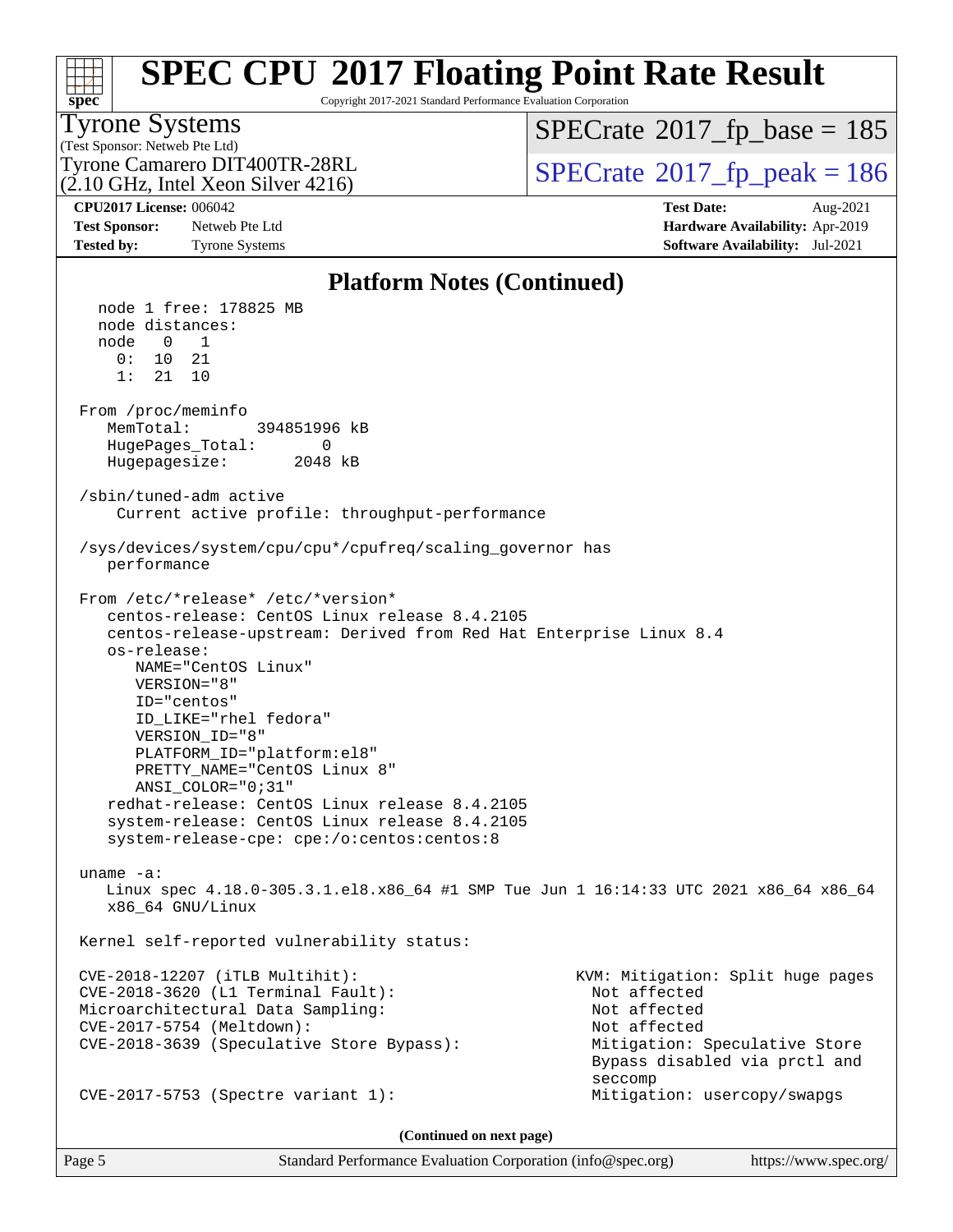# SPEC CPU 2017 Floating Point Rate Result

Copyright 2017-2021 Standard Performance Evaluation Corporation

**Tyrone Systems**
(Test Sponsor: Netweb Pte Ltd)
Tyrone Camarero DIT400TR-28RL
(2.10 GHz, Intel Xeon Silver 4216)

SPECrate 2017_fp_base = 185

SPECrate 2017_fp_peak = 186

**CPU2017 License:** 006042
**Test Sponsor:** Netweb Pte Ltd
**Tested by:** Tyrone Systems

**Test Date:** Aug-2021
**Hardware Availability:** Apr-2019
**Software Availability:** Jul-2021

## Platform Notes (Continued)

```
    node 1 free: 178825 MB
    node distances:
    node   0   1
      0:  10  21
      1:  21  10

 From /proc/meminfo
    MemTotal:       394851996 kB
    HugePages_Total:       0
    Hugepagesize:       2048 kB

 /sbin/tuned-adm active
     Current active profile: throughput-performance

 /sys/devices/system/cpu/cpu*/cpufreq/scaling_governor has
    performance

 From /etc/*release* /etc/*version*
    centos-release: CentOS Linux release 8.4.2105
    centos-release-upstream: Derived from Red Hat Enterprise Linux 8.4
    os-release:
       NAME="CentOS Linux"
       VERSION="8"
       ID="centos"
       ID_LIKE="rhel fedora"
       VERSION_ID="8"
       PLATFORM_ID="platform:el8"
       PRETTY_NAME="CentOS Linux 8"
       ANSI_COLOR="0;31"
    redhat-release: CentOS Linux release 8.4.2105
    system-release: CentOS Linux release 8.4.2105
    system-release-cpe: cpe:/o:centos:centos:8

 uname -a:
    Linux spec 4.18.0-305.3.1.el8.x86_64 #1 SMP Tue Jun 1 16:14:33 UTC 2021 x86_64 x86_64
    x86_64 GNU/Linux

 Kernel self-reported vulnerability status:

 CVE-2018-12207 (iTLB Multihit):                       KVM: Mitigation: Split huge pages
 CVE-2018-3620 (L1 Terminal Fault):                      Not affected
 Microarchitectural Data Sampling:                       Not affected
 CVE-2017-5754 (Meltdown):                               Not affected
 CVE-2018-3639 (Speculative Store Bypass):               Mitigation: Speculative Store
                                                         Bypass disabled via prctl and
                                                         seccomp
 CVE-2017-5753 (Spectre variant 1):                      Mitigation: usercopy/swapgs
```

(Continued on next page)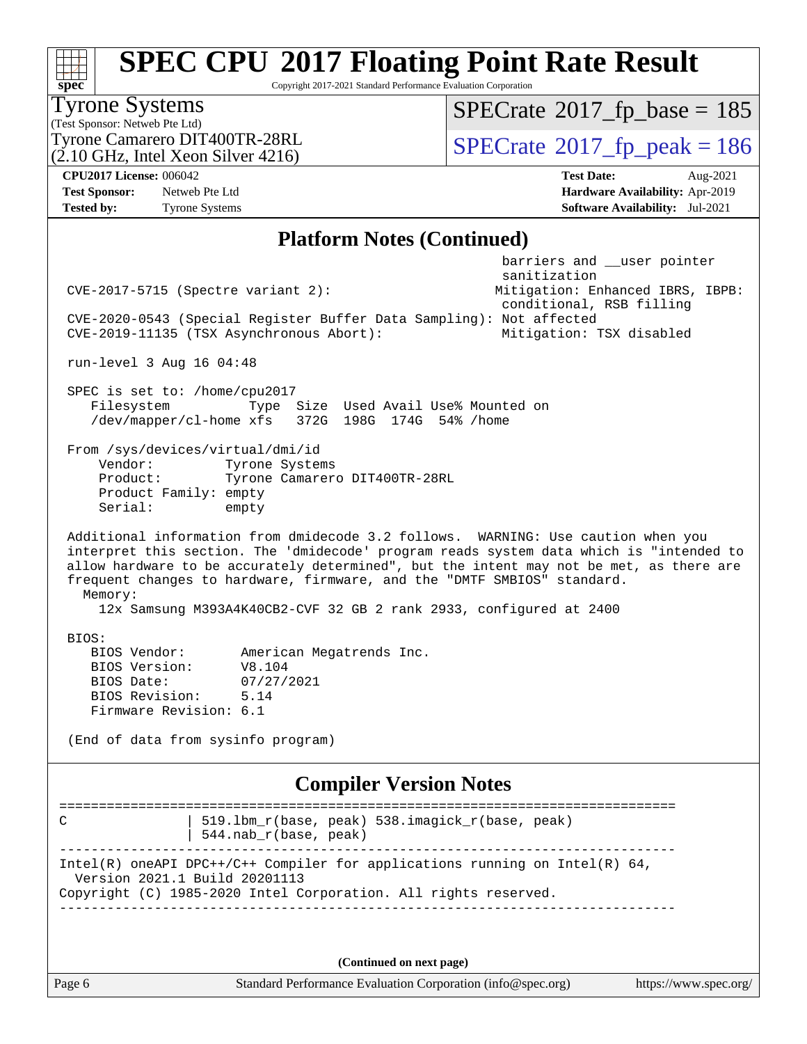# SPEC CPU 2017 Floating Point Rate Result

Copyright 2017-2021 Standard Performance Evaluation Corporation

**Tyrone Systems**
(Test Sponsor: Netweb Pte Ltd)
Tyrone Camarero DIT400TR-28RL
(2.10 GHz, Intel Xeon Silver 4216)

SPECrate 2017_fp_base = 185
SPECrate 2017_fp_peak = 186

**CPU2017 License:** 006042
**Test Sponsor:** Netweb Pte Ltd
**Tested by:** Tyrone Systems

**Test Date:** Aug-2021
**Hardware Availability:** Apr-2019
**Software Availability:** Jul-2021

## Platform Notes (Continued)

```
                                                        barriers and __user pointer
                                                        sanitization
  CVE-2017-5715 (Spectre variant 2):                    Mitigation: Enhanced IBRS, IBPB:
                                                        conditional, RSB filling
  CVE-2020-0543 (Special Register Buffer Data Sampling): Not affected
  CVE-2019-11135 (TSX Asynchronous Abort):              Mitigation: TSX disabled

  run-level 3 Aug 16 04:48

  SPEC is set to: /home/cpu2017
     Filesystem          Type  Size  Used Avail Use% Mounted on
     /dev/mapper/cl-home xfs   372G  198G  174G  54% /home

  From /sys/devices/virtual/dmi/id
      Vendor:         Tyrone Systems
      Product:        Tyrone Camarero DIT400TR-28RL
      Product Family: empty
      Serial:         empty

  Additional information from dmidecode 3.2 follows.  WARNING: Use caution when you
  interpret this section. The 'dmidecode' program reads system data which is "intended to
  allow hardware to be accurately determined", but the intent may not be met, as there are
  frequent changes to hardware, firmware, and the "DMTF SMBIOS" standard.
    Memory:
      12x Samsung M393A4K40CB2-CVF 32 GB 2 rank 2933, configured at 2400

  BIOS:
     BIOS Vendor:       American Megatrends Inc.
     BIOS Version:      V8.104
     BIOS Date:         07/27/2021
     BIOS Revision:     5.14
     Firmware Revision: 6.1

  (End of data from sysinfo program)
```

## Compiler Version Notes

```
==============================================================================
C               | 519.lbm_r(base, peak) 538.imagick_r(base, peak)
                | 544.nab_r(base, peak)
------------------------------------------------------------------------------
Intel(R) oneAPI DPC++/C++ Compiler for applications running on Intel(R) 64,
  Version 2021.1 Build 20201113
Copyright (C) 1985-2020 Intel Corporation. All rights reserved.
------------------------------------------------------------------------------
```

(Continued on next page)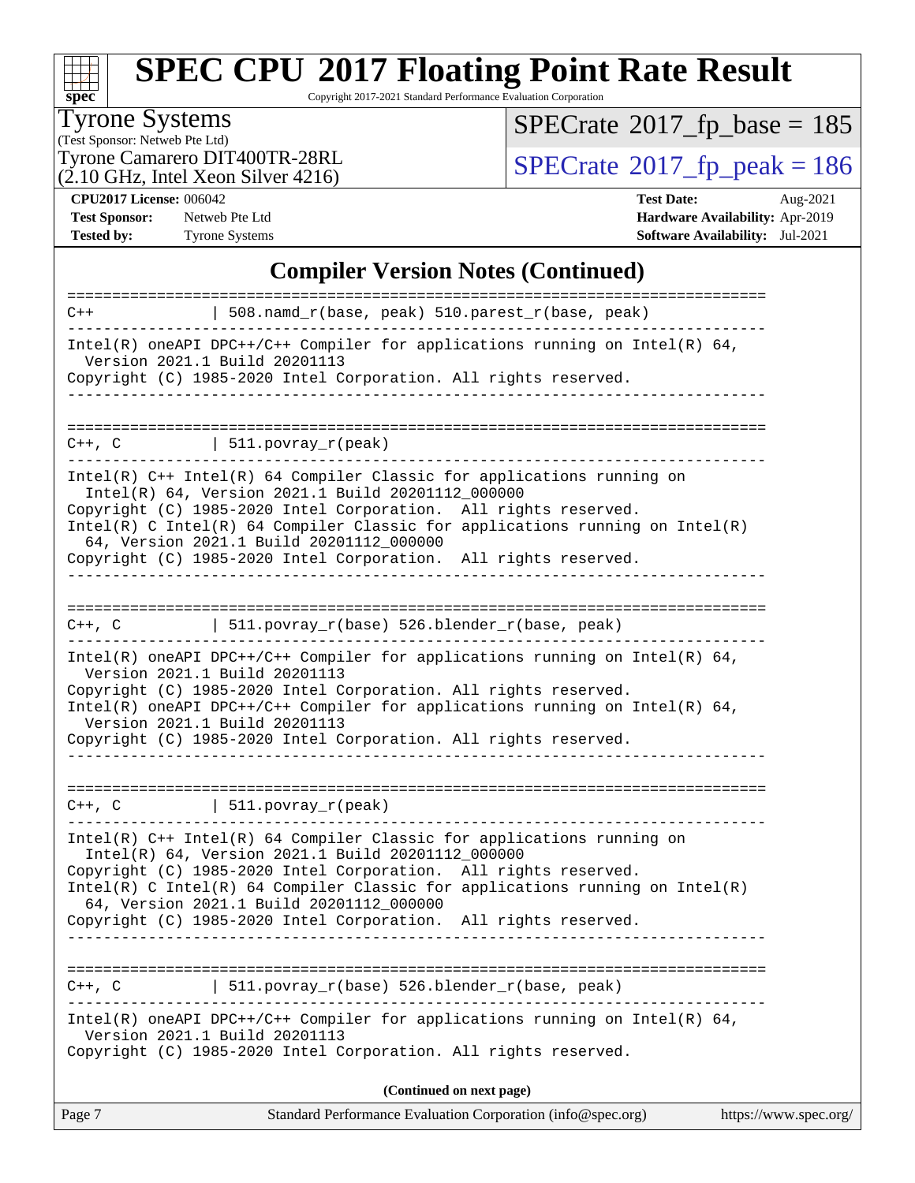# SPEC CPU 2017 Floating Point Rate Result

Copyright 2017-2021 Standard Performance Evaluation Corporation

**Tyrone Systems**
(Test Sponsor: Netweb Pte Ltd)
Tyrone Camarero DIT400TR-28RL
(2.10 GHz, Intel Xeon Silver 4216)

SPECrate 2017_fp_base = 185
SPECrate 2017_fp_peak = 186

**CPU2017 License:** 006042
**Test Sponsor:** Netweb Pte Ltd
**Tested by:** Tyrone Systems

**Test Date:** Aug-2021
**Hardware Availability:** Apr-2019
**Software Availability:** Jul-2021

## Compiler Version Notes (Continued)

```
==============================================================================
C++               | 508.namd_r(base, peak) 510.parest_r(base, peak)
------------------------------------------------------------------------------
Intel(R) oneAPI DPC++/C++ Compiler for applications running on Intel(R) 64,
  Version 2021.1 Build 20201113
Copyright (C) 1985-2020 Intel Corporation. All rights reserved.
------------------------------------------------------------------------------

==============================================================================
C++, C            | 511.povray_r(peak)
------------------------------------------------------------------------------
Intel(R) C++ Intel(R) 64 Compiler Classic for applications running on
  Intel(R) 64, Version 2021.1 Build 20201112_000000
Copyright (C) 1985-2020 Intel Corporation.  All rights reserved.
Intel(R) C Intel(R) 64 Compiler Classic for applications running on Intel(R)
  64, Version 2021.1 Build 20201112_000000
Copyright (C) 1985-2020 Intel Corporation.  All rights reserved.
------------------------------------------------------------------------------

==============================================================================
C++, C            | 511.povray_r(base) 526.blender_r(base, peak)
------------------------------------------------------------------------------
Intel(R) oneAPI DPC++/C++ Compiler for applications running on Intel(R) 64,
  Version 2021.1 Build 20201113
Copyright (C) 1985-2020 Intel Corporation. All rights reserved.
Intel(R) oneAPI DPC++/C++ Compiler for applications running on Intel(R) 64,
  Version 2021.1 Build 20201113
Copyright (C) 1985-2020 Intel Corporation. All rights reserved.
------------------------------------------------------------------------------

==============================================================================
C++, C            | 511.povray_r(peak)
------------------------------------------------------------------------------
Intel(R) C++ Intel(R) 64 Compiler Classic for applications running on
  Intel(R) 64, Version 2021.1 Build 20201112_000000
Copyright (C) 1985-2020 Intel Corporation.  All rights reserved.
Intel(R) C Intel(R) 64 Compiler Classic for applications running on Intel(R)
  64, Version 2021.1 Build 20201112_000000
Copyright (C) 1985-2020 Intel Corporation.  All rights reserved.
------------------------------------------------------------------------------

==============================================================================
C++, C            | 511.povray_r(base) 526.blender_r(base, peak)
------------------------------------------------------------------------------
Intel(R) oneAPI DPC++/C++ Compiler for applications running on Intel(R) 64,
  Version 2021.1 Build 20201113
Copyright (C) 1985-2020 Intel Corporation. All rights reserved.
```

**(Continued on next page)**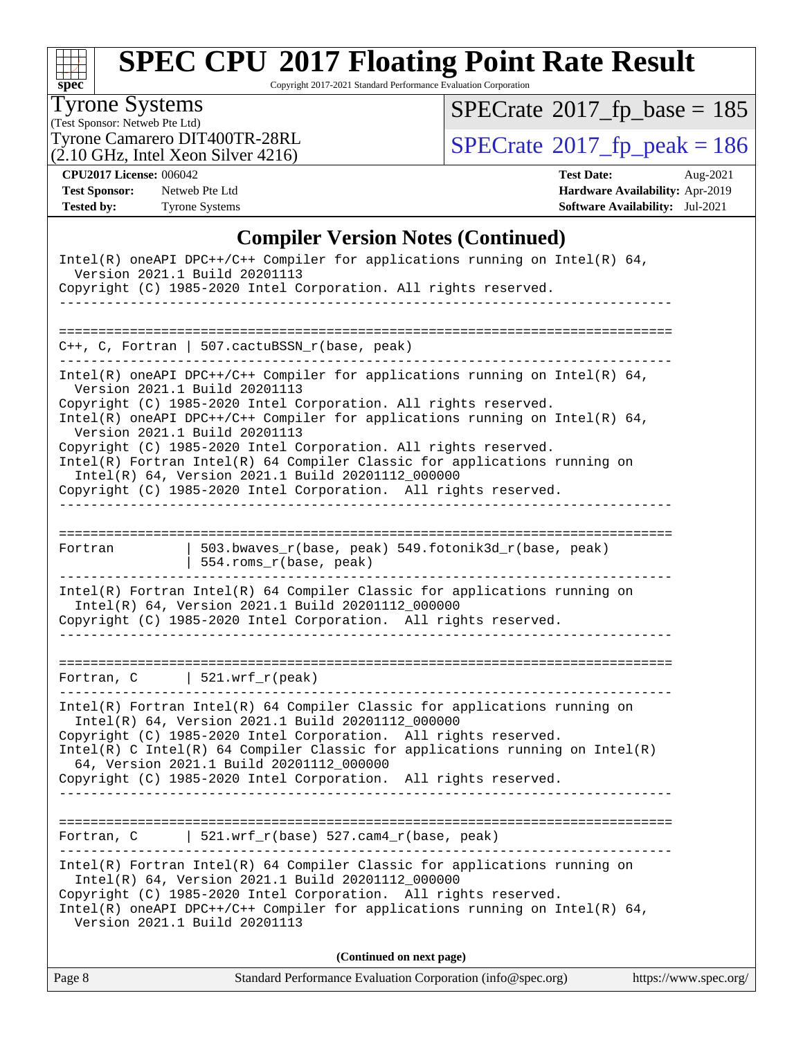## Compiler Version Notes (Continued)

```
Intel(R) oneAPI DPC++/C++ Compiler for applications running on Intel(R) 64,
  Version 2021.1 Build 20201113
Copyright (C) 1985-2020 Intel Corporation. All rights reserved.
------------------------------------------------------------------------------

==============================================================================
C++, C, Fortran | 507.cactuBSSN_r(base, peak)
------------------------------------------------------------------------------
Intel(R) oneAPI DPC++/C++ Compiler for applications running on Intel(R) 64,
  Version 2021.1 Build 20201113
Copyright (C) 1985-2020 Intel Corporation. All rights reserved.
Intel(R) oneAPI DPC++/C++ Compiler for applications running on Intel(R) 64,
  Version 2021.1 Build 20201113
Copyright (C) 1985-2020 Intel Corporation. All rights reserved.
Intel(R) Fortran Intel(R) 64 Compiler Classic for applications running on
  Intel(R) 64, Version 2021.1 Build 20201112_000000
Copyright (C) 1985-2020 Intel Corporation.  All rights reserved.
------------------------------------------------------------------------------

==============================================================================
Fortran         | 503.bwaves_r(base, peak) 549.fotonik3d_r(base, peak)
                | 554.roms_r(base, peak)
------------------------------------------------------------------------------
Intel(R) Fortran Intel(R) 64 Compiler Classic for applications running on
  Intel(R) 64, Version 2021.1 Build 20201112_000000
Copyright (C) 1985-2020 Intel Corporation.  All rights reserved.
------------------------------------------------------------------------------

==============================================================================
Fortran, C      | 521.wrf_r(peak)
------------------------------------------------------------------------------
Intel(R) Fortran Intel(R) 64 Compiler Classic for applications running on
  Intel(R) 64, Version 2021.1 Build 20201112_000000
Copyright (C) 1985-2020 Intel Corporation.  All rights reserved.
Intel(R) C Intel(R) 64 Compiler Classic for applications running on Intel(R)
  64, Version 2021.1 Build 20201112_000000
Copyright (C) 1985-2020 Intel Corporation.  All rights reserved.
------------------------------------------------------------------------------

==============================================================================
Fortran, C      | 521.wrf_r(base) 527.cam4_r(base, peak)
------------------------------------------------------------------------------
Intel(R) Fortran Intel(R) 64 Compiler Classic for applications running on
  Intel(R) 64, Version 2021.1 Build 20201112_000000
Copyright (C) 1985-2020 Intel Corporation.  All rights reserved.
Intel(R) oneAPI DPC++/C++ Compiler for applications running on Intel(R) 64,
  Version 2021.1 Build 20201113
```

**(Continued on next page)**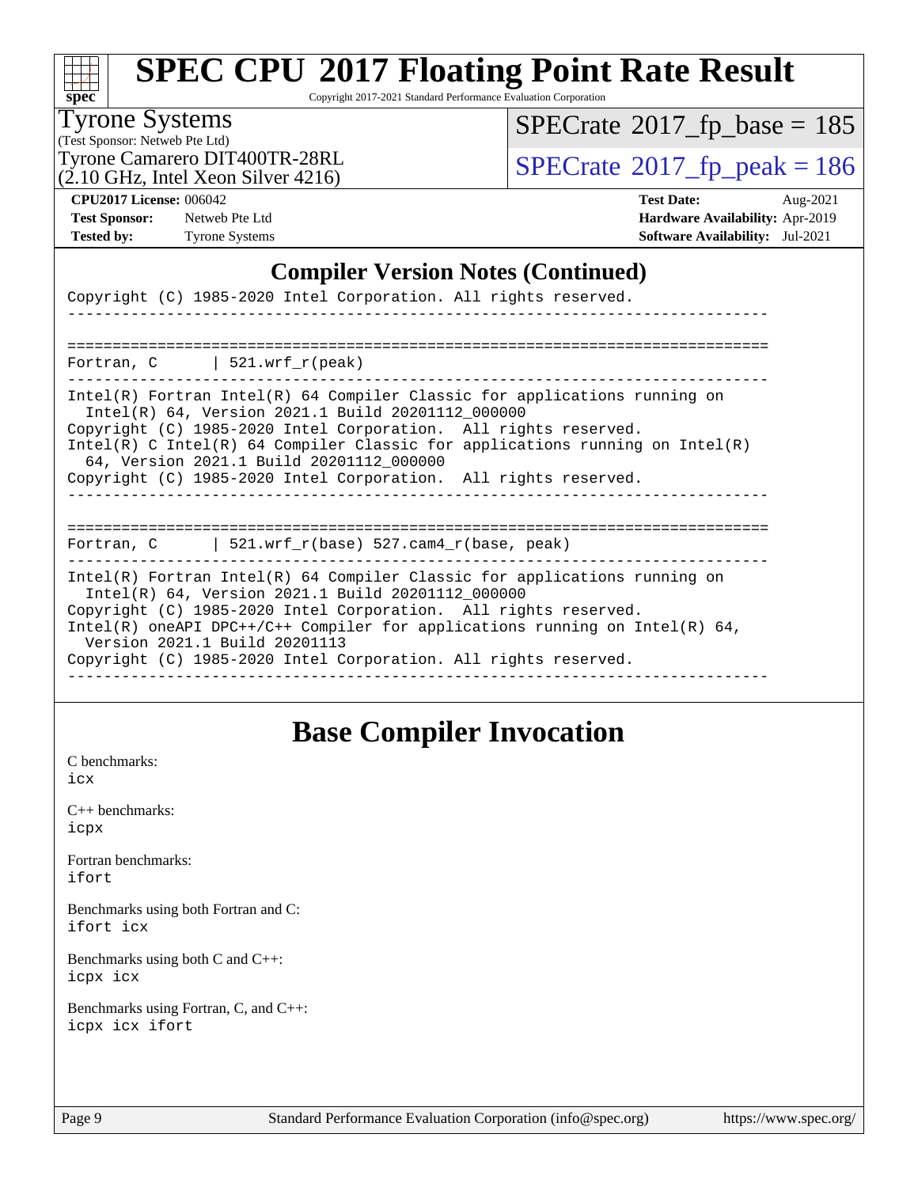# SPEC CPU 2017 Floating Point Rate Result

Copyright 2017-2021 Standard Performance Evaluation Corporation

**Tyrone Systems**
(Test Sponsor: Netweb Pte Ltd)
Tyrone Camarero DIT400TR-28RL
(2.10 GHz, Intel Xeon Silver 4216)

SPECrate 2017_fp_base = 185
SPECrate 2017_fp_peak = 186

**CPU2017 License:** 006042
**Test Sponsor:** Netweb Pte Ltd
**Tested by:** Tyrone Systems
**Test Date:** Aug-2021
**Hardware Availability:** Apr-2019
**Software Availability:** Jul-2021

## Compiler Version Notes (Continued)

```
Copyright (C) 1985-2020 Intel Corporation. All rights reserved.
------------------------------------------------------------------------------

==============================================================================
Fortran, C      | 521.wrf_r(peak)
------------------------------------------------------------------------------
Intel(R) Fortran Intel(R) 64 Compiler Classic for applications running on
  Intel(R) 64, Version 2021.1 Build 20201112_000000
Copyright (C) 1985-2020 Intel Corporation.  All rights reserved.
Intel(R) C Intel(R) 64 Compiler Classic for applications running on Intel(R)
  64, Version 2021.1 Build 20201112_000000
Copyright (C) 1985-2020 Intel Corporation.  All rights reserved.
------------------------------------------------------------------------------

==============================================================================
Fortran, C      | 521.wrf_r(base) 527.cam4_r(base, peak)
------------------------------------------------------------------------------
Intel(R) Fortran Intel(R) 64 Compiler Classic for applications running on
  Intel(R) 64, Version 2021.1 Build 20201112_000000
Copyright (C) 1985-2020 Intel Corporation.  All rights reserved.
Intel(R) oneAPI DPC++/C++ Compiler for applications running on Intel(R) 64,
  Version 2021.1 Build 20201113
Copyright (C) 1985-2020 Intel Corporation. All rights reserved.
------------------------------------------------------------------------------
```

## Base Compiler Invocation

C benchmarks:
icx

C++ benchmarks:
icpx

Fortran benchmarks:
ifort

Benchmarks using both Fortran and C:
ifort icx

Benchmarks using both C and C++:
icpx icx

Benchmarks using Fortran, C, and C++:
icpx icx ifort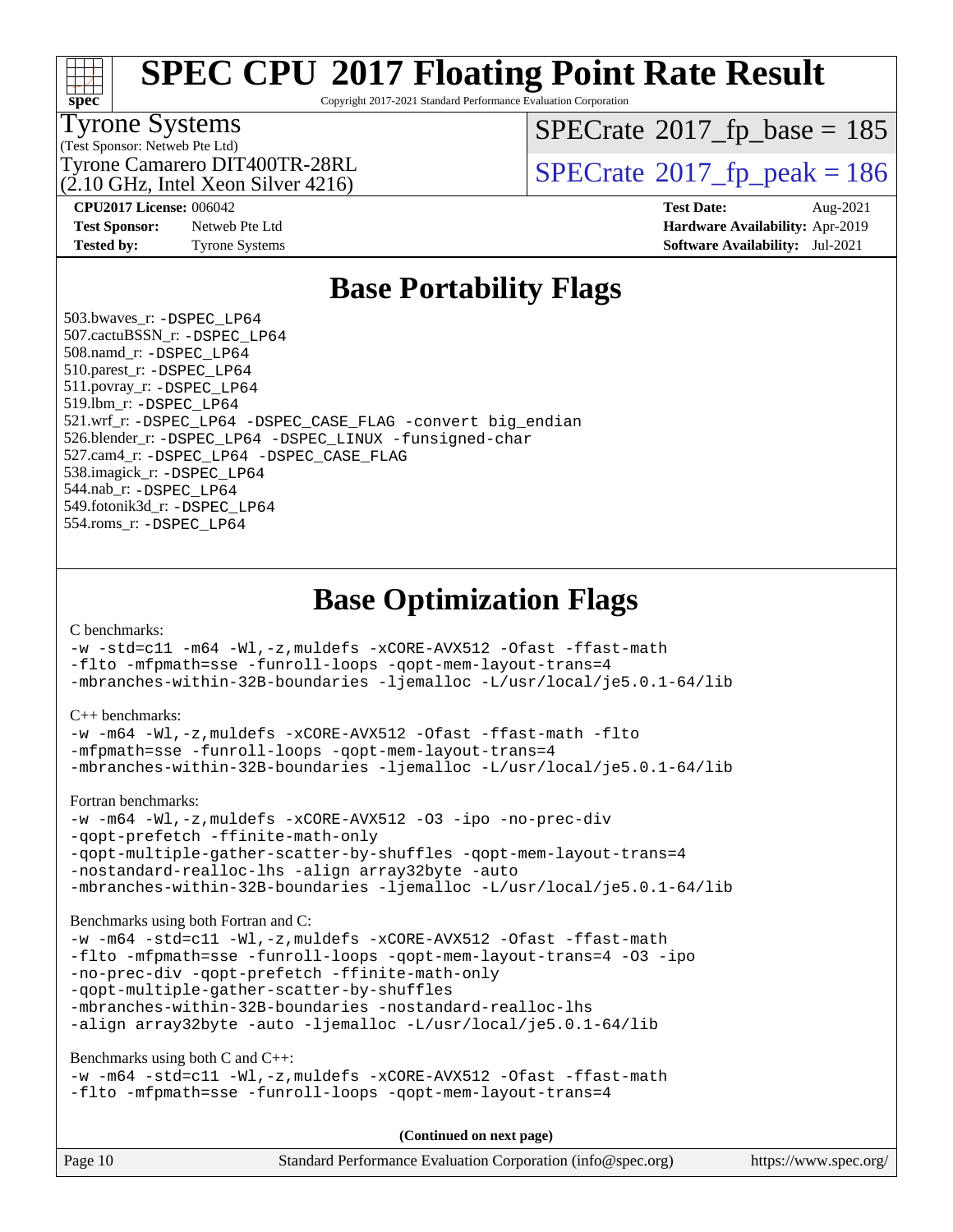# SPEC CPU 2017 Floating Point Rate Result

Copyright 2017-2021 Standard Performance Evaluation Corporation

Tyrone Systems
(Test Sponsor: Netweb Pte Ltd)
Tyrone Camarero DIT400TR-28RL
(2.10 GHz, Intel Xeon Silver 4216)

SPECrate 2017_fp_base = 185
SPECrate 2017_fp_peak = 186

**CPU2017 License:** 006042
**Test Sponsor:** Netweb Pte Ltd
**Tested by:** Tyrone Systems
**Test Date:** Aug-2021
**Hardware Availability:** Apr-2019
**Software Availability:** Jul-2021

## Base Portability Flags

503.bwaves_r: -DSPEC_LP64
507.cactuBSSN_r: -DSPEC_LP64
508.namd_r: -DSPEC_LP64
510.parest_r: -DSPEC_LP64
511.povray_r: -DSPEC_LP64
519.lbm_r: -DSPEC_LP64
521.wrf_r: -DSPEC_LP64 -DSPEC_CASE_FLAG -convert big_endian
526.blender_r: -DSPEC_LP64 -DSPEC_LINUX -funsigned-char
527.cam4_r: -DSPEC_LP64 -DSPEC_CASE_FLAG
538.imagick_r: -DSPEC_LP64
544.nab_r: -DSPEC_LP64
549.fotonik3d_r: -DSPEC_LP64
554.roms_r: -DSPEC_LP64

## Base Optimization Flags

C benchmarks:

```
-w -std=c11 -m64 -Wl,-z,muldefs -xCORE-AVX512 -Ofast -ffast-math
-flto -mfpmath=sse -funroll-loops -qopt-mem-layout-trans=4
-mbranches-within-32B-boundaries -ljemalloc -L/usr/local/je5.0.1-64/lib
```

C++ benchmarks:

```
-w -m64 -Wl,-z,muldefs -xCORE-AVX512 -Ofast -ffast-math -flto
-mfpmath=sse -funroll-loops -qopt-mem-layout-trans=4
-mbranches-within-32B-boundaries -ljemalloc -L/usr/local/je5.0.1-64/lib
```

Fortran benchmarks:

```
-w -m64 -Wl,-z,muldefs -xCORE-AVX512 -O3 -ipo -no-prec-div
-qopt-prefetch -ffinite-math-only
-qopt-multiple-gather-scatter-by-shuffles -qopt-mem-layout-trans=4
-nostandard-realloc-lhs -align array32byte -auto
-mbranches-within-32B-boundaries -ljemalloc -L/usr/local/je5.0.1-64/lib
```

Benchmarks using both Fortran and C:

```
-w -m64 -std=c11 -Wl,-z,muldefs -xCORE-AVX512 -Ofast -ffast-math
-flto -mfpmath=sse -funroll-loops -qopt-mem-layout-trans=4 -O3 -ipo
-no-prec-div -qopt-prefetch -ffinite-math-only
-qopt-multiple-gather-scatter-by-shuffles
-mbranches-within-32B-boundaries -nostandard-realloc-lhs
-align array32byte -auto -ljemalloc -L/usr/local/je5.0.1-64/lib
```

Benchmarks using both C and C++:

```
-w -m64 -std=c11 -Wl,-z,muldefs -xCORE-AVX512 -Ofast -ffast-math
-flto -mfpmath=sse -funroll-loops -qopt-mem-layout-trans=4
```

**(Continued on next page)**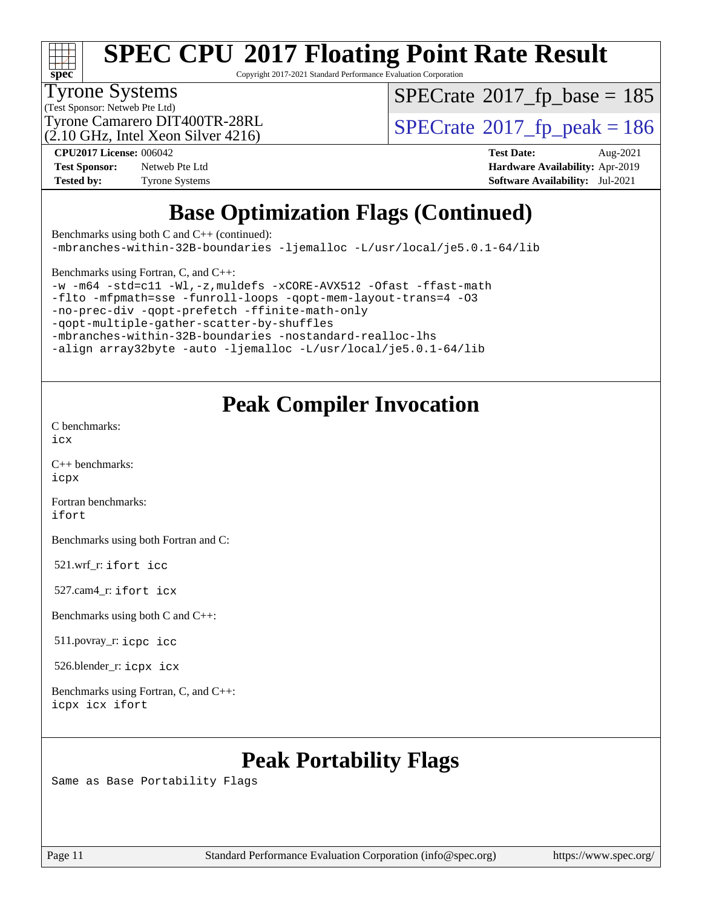# Base Optimization Flags (Continued)

Benchmarks using both C and C++ (continued):

```
-mbranches-within-32B-boundaries -ljemalloc -L/usr/local/je5.0.1-64/lib
```

Benchmarks using Fortran, C, and C++:

```
-w -m64 -std=c11 -Wl,-z,muldefs -xCORE-AVX512 -Ofast -ffast-math
-flto -mfpmath=sse -funroll-loops -qopt-mem-layout-trans=4 -O3
-no-prec-div -qopt-prefetch -ffinite-math-only
-qopt-multiple-gather-scatter-by-shuffles
-mbranches-within-32B-boundaries -nostandard-realloc-lhs
-align array32byte -auto -ljemalloc -L/usr/local/je5.0.1-64/lib
```

# Peak Compiler Invocation

C benchmarks:
`icx`

C++ benchmarks:
`icpx`

Fortran benchmarks:
`ifort`

Benchmarks using both Fortran and C:

521.wrf_r: `ifort icc`

527.cam4_r: `ifort icx`

Benchmarks using both C and C++:

511.povray_r: `icpc icc`

526.blender_r: `icpx icx`

Benchmarks using Fortran, C, and C++:
`icpx icx ifort`

# Peak Portability Flags

Same as Base Portability Flags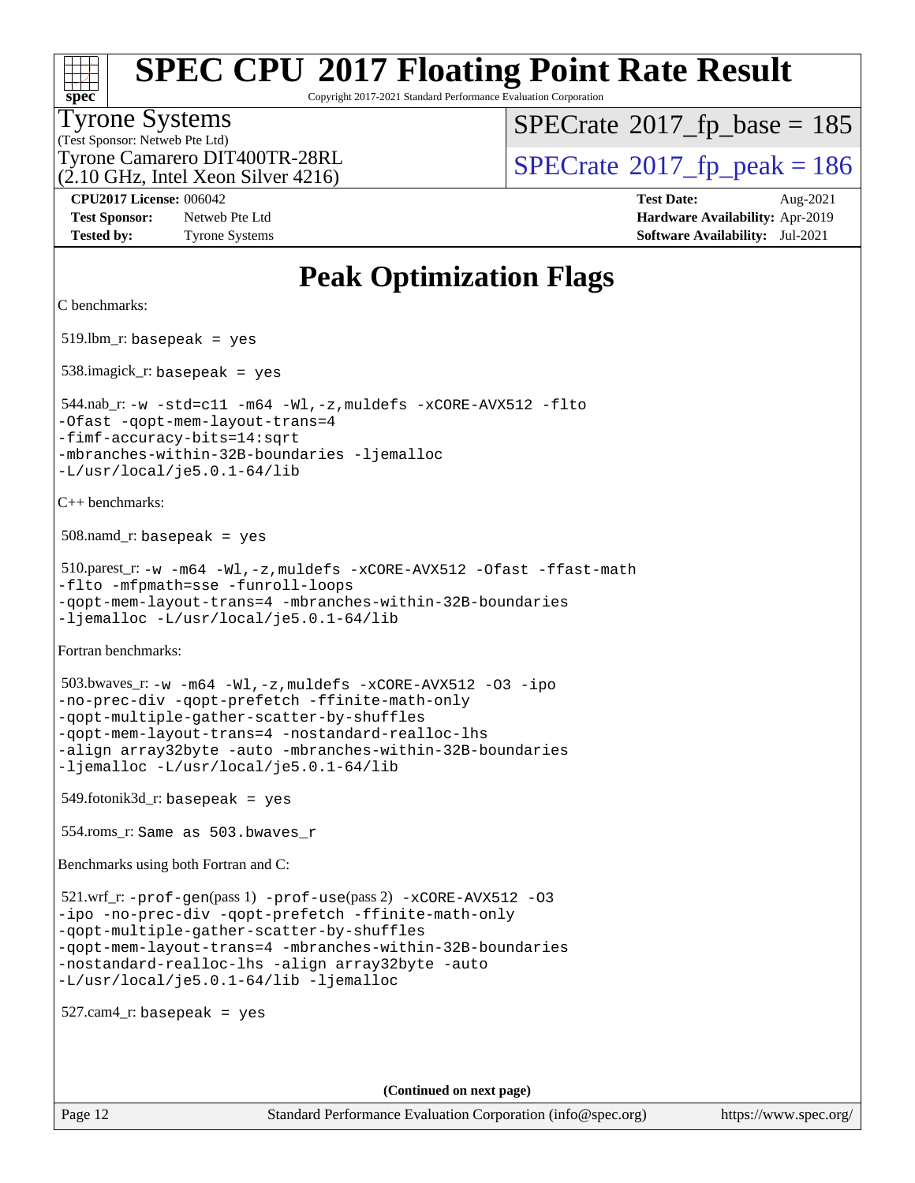# SPEC CPU 2017 Floating Point Rate Result

Copyright 2017-2021 Standard Performance Evaluation Corporation

Tyrone Systems
(Test Sponsor: Netweb Pte Ltd)
Tyrone Camarero DIT400TR-28RL
(2.10 GHz, Intel Xeon Silver 4216)

SPECrate 2017_fp_base = 185
SPECrate 2017_fp_peak = 186

**CPU2017 License:** 006042
**Test Sponsor:** Netweb Pte Ltd
**Tested by:** Tyrone Systems

**Test Date:** Aug-2021
**Hardware Availability:** Apr-2019
**Software Availability:** Jul-2021

## Peak Optimization Flags

C benchmarks:

519.lbm_r: `basepeak = yes`

538.imagick_r: `basepeak = yes`

544.nab_r:
```
-w -std=c11 -m64 -Wl,-z,muldefs -xCORE-AVX512 -flto
-Ofast -qopt-mem-layout-trans=4
-fimf-accuracy-bits=14:sqrt
-mbranches-within-32B-boundaries -ljemalloc
-L/usr/local/je5.0.1-64/lib
```

C++ benchmarks:

508.namd_r: `basepeak = yes`

510.parest_r:
```
-w -m64 -Wl,-z,muldefs -xCORE-AVX512 -Ofast -ffast-math
-flto -mfpmath=sse -funroll-loops
-qopt-mem-layout-trans=4 -mbranches-within-32B-boundaries
-ljemalloc -L/usr/local/je5.0.1-64/lib
```

Fortran benchmarks:

503.bwaves_r:
```
-w -m64 -Wl,-z,muldefs -xCORE-AVX512 -O3 -ipo
-no-prec-div -qopt-prefetch -ffinite-math-only
-qopt-multiple-gather-scatter-by-shuffles
-qopt-mem-layout-trans=4 -nostandard-realloc-lhs
-align array32byte -auto -mbranches-within-32B-boundaries
-ljemalloc -L/usr/local/je5.0.1-64/lib
```

549.fotonik3d_r: `basepeak = yes`

554.roms_r: `Same as 503.bwaves_r`

Benchmarks using both Fortran and C:

521.wrf_r:
```
-prof-gen(pass 1) -prof-use(pass 2) -xCORE-AVX512 -O3
-ipo -no-prec-div -qopt-prefetch -ffinite-math-only
-qopt-multiple-gather-scatter-by-shuffles
-qopt-mem-layout-trans=4 -mbranches-within-32B-boundaries
-nostandard-realloc-lhs -align array32byte -auto
-L/usr/local/je5.0.1-64/lib -ljemalloc
```

527.cam4_r: `basepeak = yes`

**(Continued on next page)**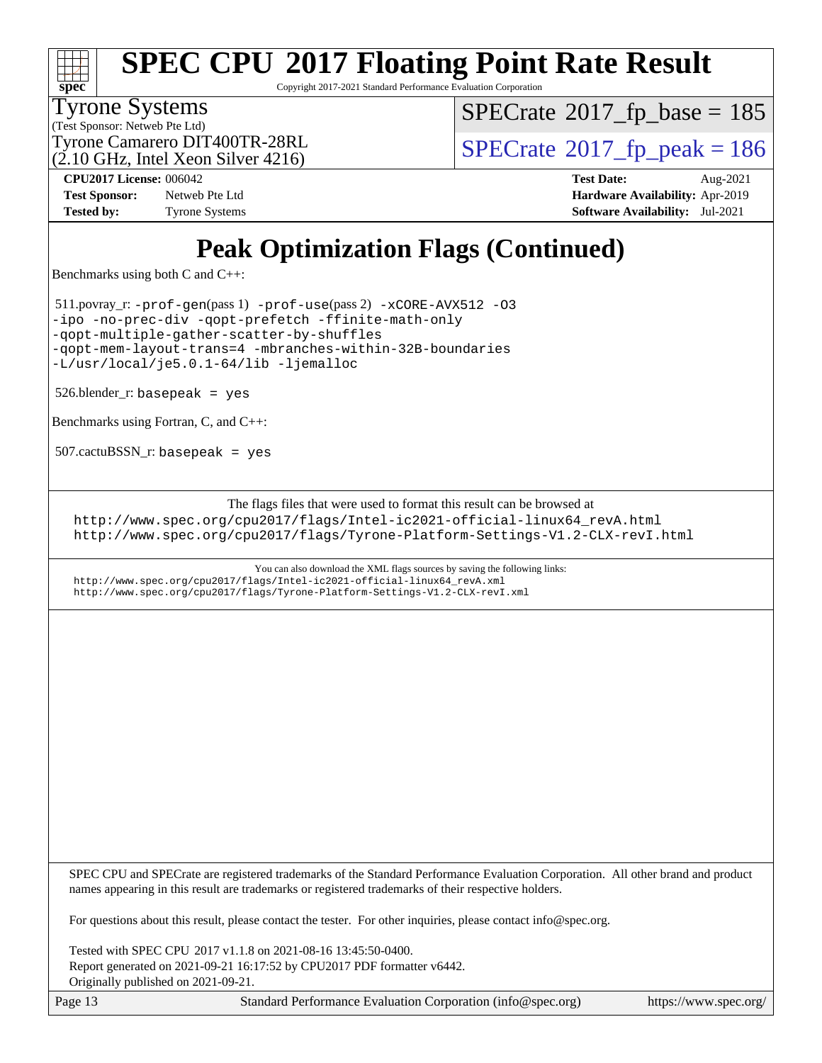# SPEC CPU 2017 Floating Point Rate Result

Copyright 2017-2021 Standard Performance Evaluation Corporation

Tyrone Systems
(Test Sponsor: Netweb Pte Ltd)
Tyrone Camarero DIT400TR-28RL
(2.10 GHz, Intel Xeon Silver 4216)

SPECrate 2017_fp_base = 185
SPECrate 2017_fp_peak = 186

**CPU2017 License:** 006042
**Test Sponsor:** Netweb Pte Ltd
**Tested by:** Tyrone Systems
**Test Date:** Aug-2021
**Hardware Availability:** Apr-2019
**Software Availability:** Jul-2021

## Peak Optimization Flags (Continued)

Benchmarks using both C and C++:

511.povray_r: `-prof-gen`(pass 1) `-prof-use`(pass 2) `-xCORE-AVX512 -O3 -ipo -no-prec-div -qopt-prefetch -ffinite-math-only -qopt-multiple-gather-scatter-by-shuffles -qopt-mem-layout-trans=4 -mbranches-within-32B-boundaries -L/usr/local/je5.0.1-64/lib -ljemalloc`

526.blender_r: `basepeak = yes`

Benchmarks using Fortran, C, and C++:

507.cactuBSSN_r: `basepeak = yes`

The flags files that were used to format this result can be browsed at
http://www.spec.org/cpu2017/flags/Intel-ic2021-official-linux64_revA.html
http://www.spec.org/cpu2017/flags/Tyrone-Platform-Settings-V1.2-CLX-revI.html

You can also download the XML flags sources by saving the following links:
http://www.spec.org/cpu2017/flags/Intel-ic2021-official-linux64_revA.xml
http://www.spec.org/cpu2017/flags/Tyrone-Platform-Settings-V1.2-CLX-revI.xml

SPEC CPU and SPECrate are registered trademarks of the Standard Performance Evaluation Corporation. All other brand and product names appearing in this result are trademarks or registered trademarks of their respective holders.

For questions about this result, please contact the tester. For other inquiries, please contact info@spec.org.

Tested with SPEC CPU 2017 v1.1.8 on 2021-08-16 13:45:50-0400.
Report generated on 2021-09-21 16:17:52 by CPU2017 PDF formatter v6442.
Originally published on 2021-09-21.